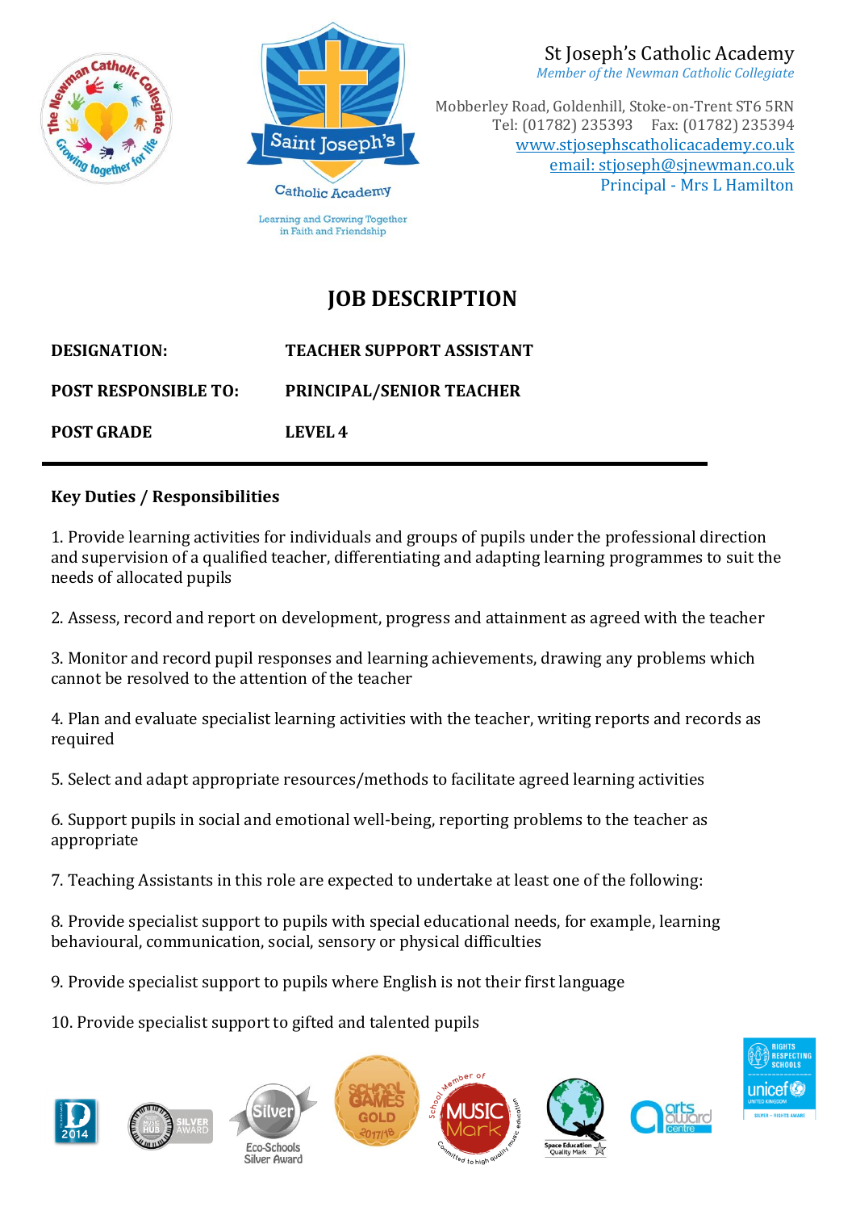St Joseph's Catholic Academy
*Member of the Newman Catholic Collegiate*

Mobberley Road, Goldenhill, Stoke-on-Trent ST6 5RN
Tel: (01782) 235393 Fax: (01782) 235394
www.stjosephscatholicacademy.co.uk
email: stjoseph@sjnewman.co.uk
Principal - Mrs L Hamilton

# JOB DESCRIPTION

| | |
|---|---|
| **DESIGNATION:** | **TEACHER SUPPORT ASSISTANT** |
| **POST RESPONSIBLE TO:** | **PRINCIPAL/SENIOR TEACHER** |
| **POST GRADE** | **LEVEL 4** |

---

**Key Duties / Responsibilities**

1. Provide learning activities for individuals and groups of pupils under the professional direction and supervision of a qualified teacher, differentiating and adapting learning programmes to suit the needs of allocated pupils

2. Assess, record and report on development, progress and attainment as agreed with the teacher

3. Monitor and record pupil responses and learning achievements, drawing any problems which cannot be resolved to the attention of the teacher

4. Plan and evaluate specialist learning activities with the teacher, writing reports and records as required

5. Select and adapt appropriate resources/methods to facilitate agreed learning activities

6. Support pupils in social and emotional well-being, reporting problems to the teacher as appropriate

7. Teaching Assistants in this role are expected to undertake at least one of the following:

8. Provide specialist support to pupils with special educational needs, for example, learning behavioural, communication, social, sensory or physical difficulties

9. Provide specialist support to pupils where English is not their first language

10. Provide specialist support to gifted and talented pupils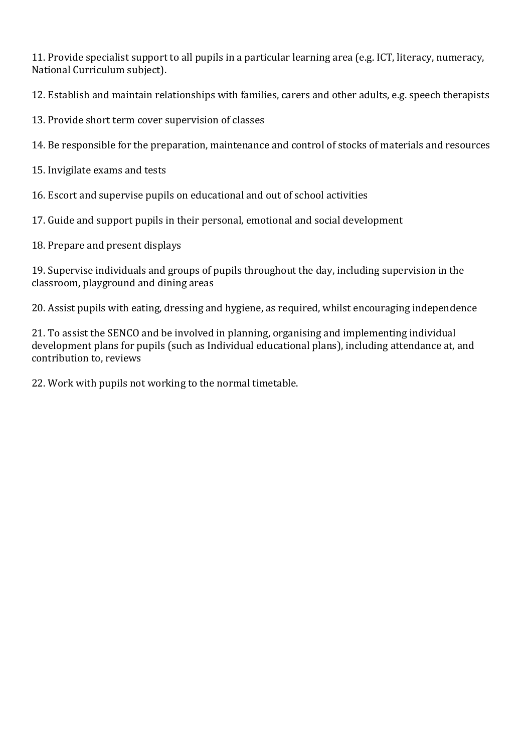11. Provide specialist support to all pupils in a particular learning area (e.g. ICT, literacy, numeracy, National Curriculum subject).

12. Establish and maintain relationships with families, carers and other adults, e.g. speech therapists

13. Provide short term cover supervision of classes

14. Be responsible for the preparation, maintenance and control of stocks of materials and resources

15. Invigilate exams and tests

16. Escort and supervise pupils on educational and out of school activities

17. Guide and support pupils in their personal, emotional and social development

18. Prepare and present displays

19. Supervise individuals and groups of pupils throughout the day, including supervision in the classroom, playground and dining areas

20. Assist pupils with eating, dressing and hygiene, as required, whilst encouraging independence

21. To assist the SENCO and be involved in planning, organising and implementing individual development plans for pupils (such as Individual educational plans), including attendance at, and contribution to, reviews

22. Work with pupils not working to the normal timetable.